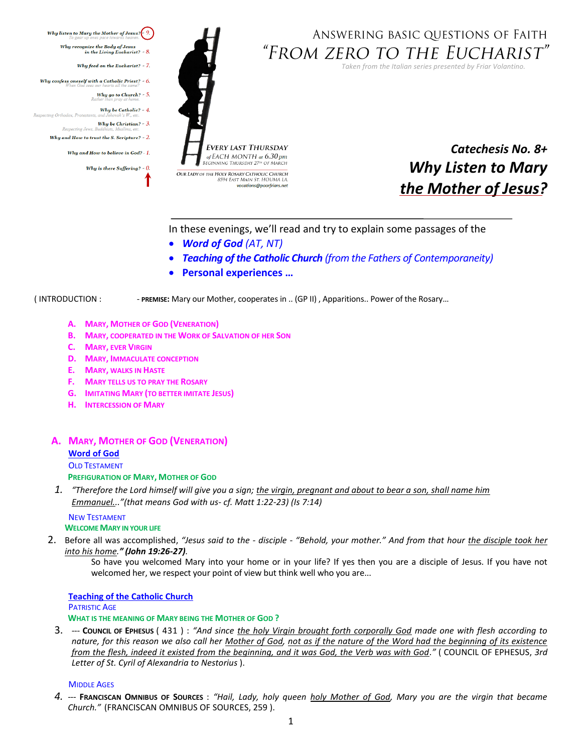Why listen to Mary the Mother of Jesus? - 9.
*To gear up ones pace towards heaven.*

Why recognize the Body of Jesus in the Living Eucharist? - 8.

Why feed on the Eucharist? - 7.

Why confess oneself with a Catholic Priest? - 6.
*When God sees our hearts all the same?*

Why go to Church? - 5.
*Rather than pray at home.*

Why be Catholic? - 4.
*Respecting Orthodox, Protestants, and Jehovah's W., etc.*

Why be Christian? - 3.
*Respecting Jews, Buddhists, Muslims, etc.*

Why and How to trust the S. Scripture? - 2.

Why and How to believe in God? - 1.

Why is there Suffering? - 0.

EVERY LAST THURSDAY of EACH MONTH at 6.30 pm
BEGINNING THURSDAY 27TH OF MARCH

OUR LADY OF THE HOLY ROSARY CATHOLIC CHURCH
8594 EAST MAIN ST. HOUMA LA.
vocations@poorfriars.net

# ANSWERING BASIC QUESTIONS OF FAITH
# "FROM ZERO TO THE EUCHARIST"

*Taken from the Italian series presented by Friar Volantino.*

## *Catechesis No. 8+*
## *Why Listen to Mary the Mother of Jesus?*

---

In these evenings, we'll read and try to explain some passages of the

- ***Word of God** (AT, NT)*
- ***Teaching of the Catholic Church** (from the Fathers of Contemporaneity)*
- **Personal experiences …**

( INTRODUCTION : - **PREMISE:** Mary our Mother, cooperates in .. (GP II) , Apparitions.. Power of the Rosary…

- **A. MARY, MOTHER OF GOD (VENERATION)**
- **B. MARY, COOPERATED IN THE WORK OF SALVATION OF HER SON**
- **C. MARY, EVER VIRGIN**
- **D. MARY, IMMACULATE CONCEPTION**
- **E. MARY, WALKS IN HASTE**
- **F. MARY TELLS US TO PRAY THE ROSARY**
- **G. IMITATING MARY (TO BETTER IMITATE JESUS)**
- **H. INTERCESSION OF MARY**

### A. MARY, MOTHER OF GOD (VENERATION)

**Word of God**

OLD TESTAMENT

**PREFIGURATION OF MARY, MOTHER OF GOD**

1. *"Therefore the Lord himself will give you a sign; the virgin, pregnant and about to bear a son, shall name him Emmanuel..."(that means God with us- cf. Matt 1:22-23) (Is 7:14)*

NEW TESTAMENT

**WELCOME MARY IN YOUR LIFE**

2. Before all was accomplished, *"Jesus said to the - disciple - "Behold, your mother." And from that hour the disciple took her into his home."* ***(John 19:26-27)***.

   So have you welcomed Mary into your home or in your life? If yes then you are a disciple of Jesus. If you have not welcomed her, we respect your point of view but think well who you are...

**Teaching of the Catholic Church**

PATRISTIC AGE

**WHAT IS THE MEANING OF MARY BEING THE MOTHER OF GOD ?**

3. --- **COUNCIL OF EPHESUS** ( 431 ) : *"And since the holy Virgin brought forth corporally God made one with flesh according to nature, for this reason we also call her Mother of God, not as if the nature of the Word had the beginning of its existence from the flesh, indeed it existed from the beginning, and it was God, the Verb was with God."* ( COUNCIL OF EPHESUS, *3rd Letter of St. Cyril of Alexandria to Nestorius* ).

MIDDLE AGES

4. --- **FRANCISCAN OMNIBUS OF SOURCES** : *"Hail, Lady, holy queen holy Mother of God, Mary you are the virgin that became Church."* (FRANCISCAN OMNIBUS OF SOURCES, 259 ).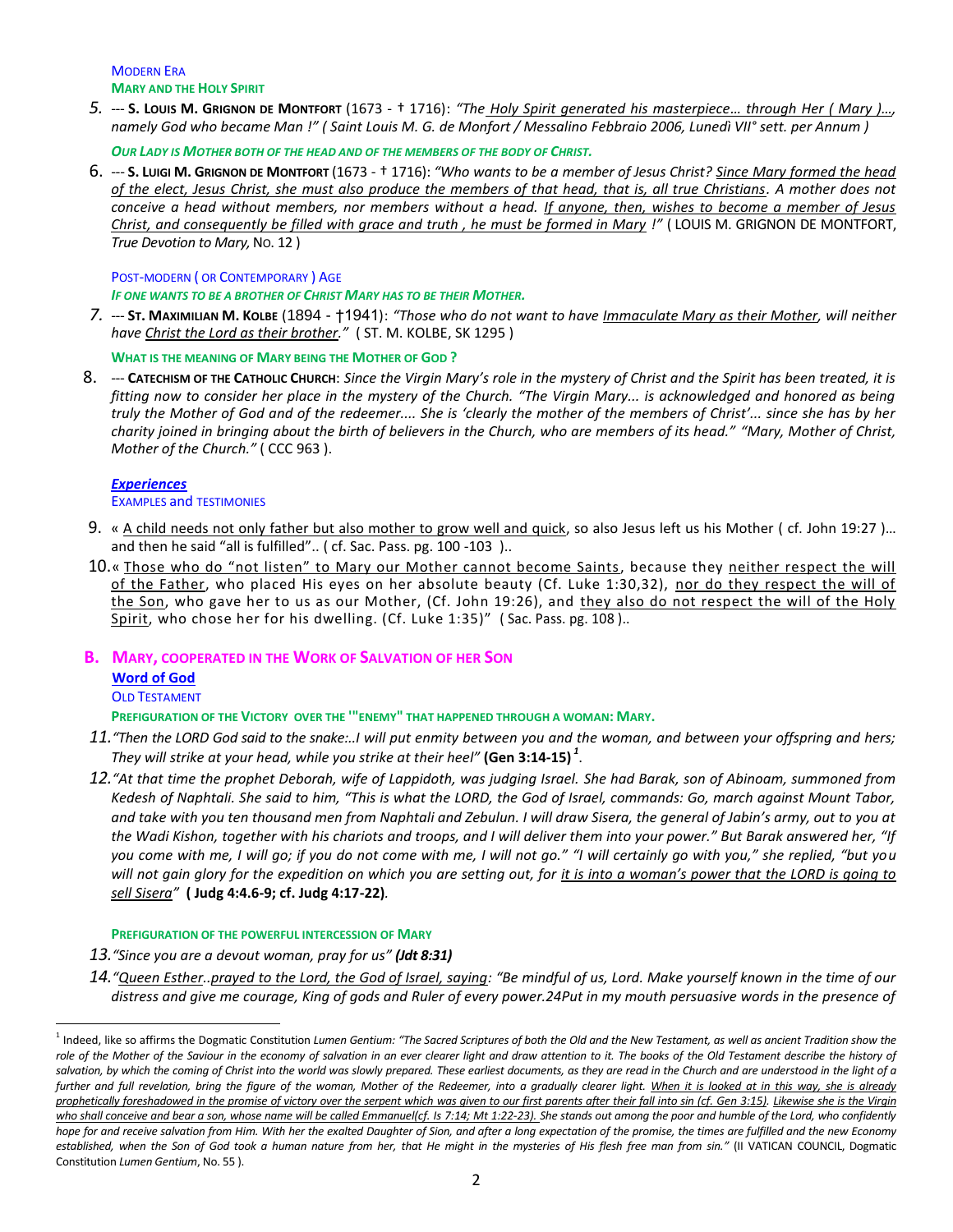MODERN ERA

**MARY AND THE HOLY SPIRIT**

*5.* --- **S. LOUIS M. GRIGNON DE MONTFORT** (1673 - † 1716): *"The Holy Spirit generated his masterpiece… through Her ( Mary )…, namely God who became Man !" ( Saint Louis M. G. de Monfort / Messalino Febbraio 2006, Lunedì VII° sett. per Annum )*

***OUR LADY IS MOTHER BOTH OF THE HEAD AND OF THE MEMBERS OF THE BODY OF CHRIST.***

6. --- **S. LUIGI M. GRIGNON DE MONTFORT** (1673 - † 1716): *"Who wants to be a member of Jesus Christ? Since Mary formed the head of the elect, Jesus Christ, she must also produce the members of that head, that is, all true Christians. A mother does not conceive a head without members, nor members without a head. If anyone, then, wishes to become a member of Jesus Christ, and consequently be filled with grace and truth , he must be formed in Mary !"* ( LOUIS M. GRIGNON DE MONTFORT, *True Devotion to Mary,* NO. 12 )

POST-MODERN ( OR CONTEMPORARY ) AGE

***IF ONE WANTS TO BE A BROTHER OF CHRIST MARY HAS TO BE THEIR MOTHER.***

*7.* --- **ST. MAXIMILIAN M. KOLBE** (1894 - †1941): *"Those who do not want to have Immaculate Mary as their Mother, will neither have Christ the Lord as their brother."* ( ST. M. KOLBE, SK 1295 )

**WHAT IS THE MEANING OF MARY BEING THE MOTHER OF GOD ?**

8. --- **CATECHISM OF THE CATHOLIC CHURCH**: *Since the Virgin Mary's role in the mystery of Christ and the Spirit has been treated, it is fitting now to consider her place in the mystery of the Church. "The Virgin Mary... is acknowledged and honored as being truly the Mother of God and of the redeemer.... She is 'clearly the mother of the members of Christ'... since she has by her charity joined in bringing about the birth of believers in the Church, who are members of its head." "Mary, Mother of Christ, Mother of the Church."* ( CCC 963 ).

***Experiences***

EXAMPLES and TESTIMONIES

9. « A child needs not only father but also mother to grow well and quick, so also Jesus left us his Mother ( cf. John 19:27 )… and then he said "all is fulfilled".. ( cf. Sac. Pass. pg. 100 -103 )..

10. « Those who do "not listen" to Mary our Mother cannot become Saints, because they neither respect the will of the Father, who placed His eyes on her absolute beauty (Cf. Luke 1:30,32), nor do they respect the will of the Son, who gave her to us as our Mother, (Cf. John 19:26), and they also do not respect the will of the Holy Spirit, who chose her for his dwelling. (Cf. Luke 1:35)" ( Sac. Pass. pg. 108 )..

## B. MARY, COOPERATED IN THE WORK OF SALVATION OF HER SON

**Word of God**

OLD TESTAMENT

**PREFIGURATION OF THE VICTORY OVER THE '"ENEMY" THAT HAPPENED THROUGH A WOMAN: MARY.**

*11.* *"Then the LORD God said to the snake:..I will put enmity between you and the woman, and between your offspring and hers; They will strike at your head, while you strike at their heel"* **(Gen 3:14-15)** [1].

*12.* *"At that time the prophet Deborah, wife of Lappidoth, was judging Israel. She had Barak, son of Abinoam, summoned from Kedesh of Naphtali. She said to him, "This is what the LORD, the God of Israel, commands: Go, march against Mount Tabor, and take with you ten thousand men from Naphtali and Zebulun. I will draw Sisera, the general of Jabin's army, out to you at the Wadi Kishon, together with his chariots and troops, and I will deliver them into your power." But Barak answered her, "If you come with me, I will go; if you do not come with me, I will not go." "I will certainly go with you," she replied, "but you will not gain glory for the expedition on which you are setting out, for it is into a woman's power that the LORD is going to sell Sisera"* **( Judg 4:4.6-9; cf. Judg 4:17-22)**.

**PREFIGURATION OF THE POWERFUL INTERCESSION OF MARY**

*13.* *"Since you are a devout woman, pray for us"* ***(Jdt 8:31)***

*14.* *"Queen Esther..prayed to the Lord, the God of Israel, saying: "Be mindful of us, Lord. Make yourself known in the time of our distress and give me courage, King of gods and Ruler of every power.24Put in my mouth persuasive words in the presence of*

---

[1] Indeed, like so affirms the Dogmatic Constitution *Lumen Gentium: "The Sacred Scriptures of both the Old and the New Testament, as well as ancient Tradition show the role of the Mother of the Saviour in the economy of salvation in an ever clearer light and draw attention to it. The books of the Old Testament describe the history of salvation, by which the coming of Christ into the world was slowly prepared. These earliest documents, as they are read in the Church and are understood in the light of a further and full revelation, bring the figure of the woman, Mother of the Redeemer, into a gradually clearer light. When it is looked at in this way, she is already prophetically foreshadowed in the promise of victory over the serpent which was given to our first parents after their fall into sin (cf. Gen 3:15). Likewise she is the Virgin who shall conceive and bear a son, whose name will be called Emmanuel(cf. Is 7:14; Mt 1:22-23). She stands out among the poor and humble of the Lord, who confidently hope for and receive salvation from Him. With her the exalted Daughter of Sion, and after a long expectation of the promise, the times are fulfilled and the new Economy established, when the Son of God took a human nature from her, that He might in the mysteries of His flesh free man from sin."* (II VATICAN COUNCIL, Dogmatic Constitution *Lumen Gentium*, No. 55 ).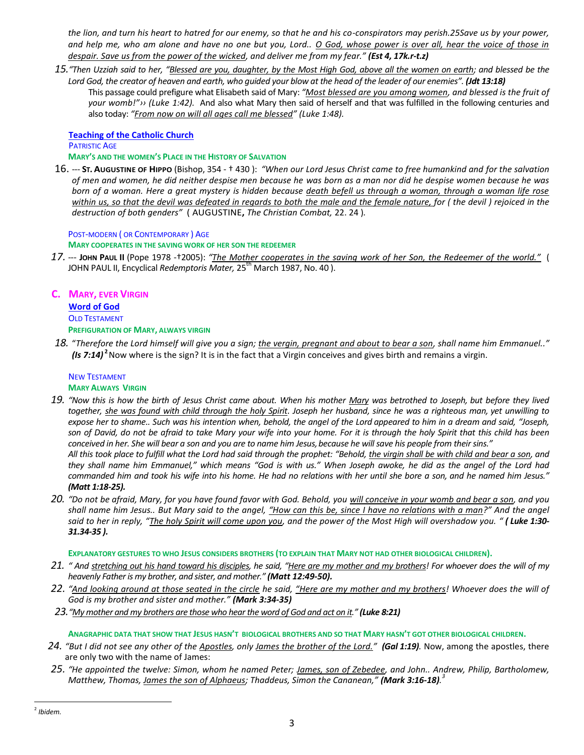*the lion, and turn his heart to hatred for our enemy, so that he and his co-conspirators may perish.25Save us by your power, and help me, who am alone and have no one but you, Lord.. O God, whose power is over all, hear the voice of those in despair. Save us from the power of the wicked, and deliver me from my fear." **(Est 4, 17k.r-t.z)***

15. *"Then Uzziah said to her, "Blessed are you, daughter, by the Most High God, above all the women on earth; and blessed be the Lord God, the creator of heaven and earth, who guided your blow at the head of the leader of our enemies". **(Jdt 13:18)***

    This passage could prefigure what Elisabeth said of Mary: *"Most blessed are you among women, and blessed is the fruit of your womb!"›› (Luke 1:42).* And also what Mary then said of herself and that was fulfilled in the following centuries and also today: *"From now on will all ages call me blessed" (Luke 1:48).*

**Teaching of the Catholic Church**

PATRISTIC AGE

**MARY'S AND THE WOMEN'S PLACE IN THE HISTORY OF SALVATION**

16. --- **ST. AUGUSTINE OF HIPPO** (Bishop, 354 - † 430 ): *"When our Lord Jesus Christ came to free humankind and for the salvation of men and women, he did neither despise men because he was born as a man nor did he despise women because he was born of a woman. Here a great mystery is hidden because death befell us through a woman, through a woman life rose within us, so that the devil was defeated in regards to both the male and the female nature, for ( the devil ) rejoiced in the destruction of both genders"* ( AUGUSTINE**,** *The Christian Combat,* 22. 24 ).

POST-MODERN ( OR CONTEMPORARY ) AGE

**MARY COOPERATES IN THE SAVING WORK OF HER SON THE REDEEMER**

17. --- **JOHN PAUL II** (Pope 1978 -†2005): *"The Mother cooperates in the saving work of her Son, the Redeemer of the world."* ( JOHN PAUL II, Encyclical *Redemptoris Mater,* 25th March 1987, No. 40 ).

## C. MARY, EVER VIRGIN

**Word of God**

OLD TESTAMENT

**PREFIGURATION OF MARY, ALWAYS VIRGIN**

18. "*Therefore the Lord himself will give you a sign; the vergin, pregnant and about to bear a son, shall name him Emmanuel.." **(Is 7:14)***[2] Now where is the sign? It is in the fact that a Virgin conceives and gives birth and remains a virgin.

NEW TESTAMENT

**MARY ALWAYS VIRGIN**

19. *"Now this is how the birth of Jesus Christ came about. When his mother Mary was betrothed to Joseph, but before they lived together, she was found with child through the holy Spirit. Joseph her husband, since he was a righteous man, yet unwilling to expose her to shame.. Such was his intention when, behold, the angel of the Lord appeared to him in a dream and said, "Joseph, son of David, do not be afraid to take Mary your wife into your home. For it is through the holy Spirit that this child has been conceived in her. She will bear a son and you are to name him Jesus, because he will save his people from their sins."*

    *All this took place to fulfill what the Lord had said through the prophet: "Behold, the virgin shall be with child and bear a son, and they shall name him Emmanuel," which means "God is with us." When Joseph awoke, he did as the angel of the Lord had commanded him and took his wife into his home. He had no relations with her until she bore a son, and he named him Jesus." **(Matt 1:18-25).***

20. *"Do not be afraid, Mary, for you have found favor with God. Behold, you will conceive in your womb and bear a son, and you shall name him Jesus.. But Mary said to the angel, "How can this be, since I have no relations with a man?" And the angel said to her in reply, "The holy Spirit will come upon you, and the power of the Most High will overshadow you. " **( Luke 1:30-31.34-35 ).***

**EXPLANATORY GESTURES TO WHO JESUS CONSIDERS BROTHERS (TO EXPLAIN THAT MARY NOT HAD OTHER BIOLOGICAL CHILDREN).**

21. *" And stretching out his hand toward his disciples, he said, "Here are my mother and my brothers! For whoever does the will of my heavenly Father is my brother, and sister, and mother." **(Matt 12:49-50).***

22. *"And looking around at those seated in the circle he said, "Here are my mother and my brothers! Whoever does the will of God is my brother and sister and mother." **(Mark 3:34-35)***

23. *"My mother and my brothers are those who hear the word of God and act on it." **(Luke 8:21)***

**ANAGRAPHIC DATA THAT SHOW THAT JESUS HASN'T BIOLOGICAL BROTHERS AND SO THAT MARY HASN'T GOT OTHER BIOLOGICAL CHILDREN.**

24. *"But I did not see any other of the Apostles, only James the brother of the Lord." **(Gal 1:19)**.* Now, among the apostles, there are only two with the name of James:

25. *"He appointed the twelve: Simon, whom he named Peter; James, son of Zebedee, and John.. Andrew, Philip, Bartholomew, Matthew, Thomas, James the son of Alphaeus; Thaddeus, Simon the Cananean," **(Mark 3:16-18)**.*[3]

---

[2] *Ibidem.*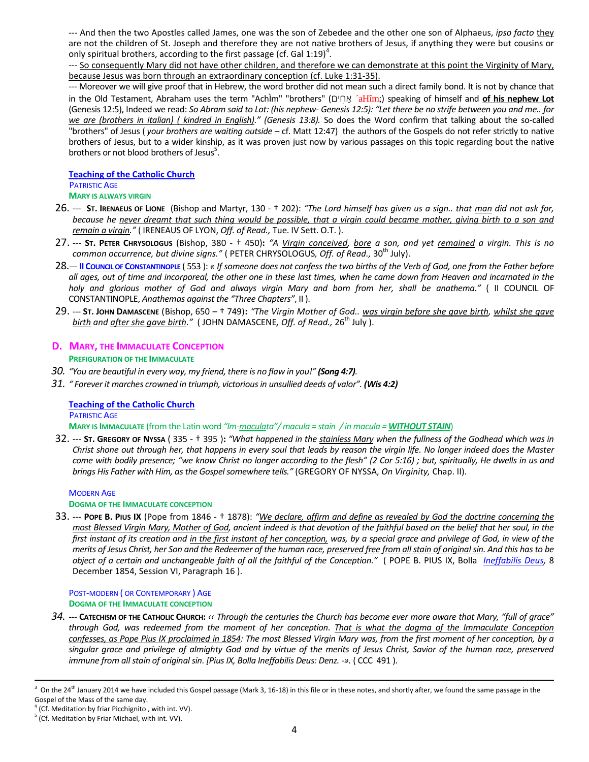--- And then the two Apostles called James, one was the son of Zebedee and the other one son of Alphaeus, *ipso facto* they are not the children of St. Joseph and therefore they are not native brothers of Jesus, if anything they were but cousins or only spiritual brothers, according to the first passage (cf. Gal 1:19)[4].

--- So consequently Mary did not have other children, and therefore we can demonstrate at this point the Virginity of Mary, because Jesus was born through an extraordinary conception (cf. Luke 1:31-35).

--- Moreover we will give proof that in Hebrew, the word brother did not mean such a direct family bond. It is not by chance that in the Old Testament, Abraham uses the term "Achìm" "brothers" (אַחִים ´aHîm;) speaking of himself and **of his nephew Lot** (Genesis 12:5), Indeed we read: *So Abram said to Lot: (his nephew- Genesis 12:5): "Let there be no strife between you and me.. for we are (brothers in italian) ( kindred in English)." (Genesis 13:8).* So does the Word confirm that talking about the so-called "brothers" of Jesus ( *your brothers are waiting outside* – cf. Matt 12:47) the authors of the Gospels do not refer strictly to native brothers of Jesus, but to a wider kinship, as it was proven just now by various passages on this topic regarding bout the native brothers or not blood brothers of Jesus[5].

**Teaching of the Catholic Church**

PATRISTIC AGE

**MARY IS ALWAYS VIRGIN**

26. --- **ST. IRENAEUS OF LIONE** (Bishop and Martyr, 130 - † 202): *"The Lord himself has given us a sign.. that man did not ask for, because he never dreamt that such thing would be possible, that a virgin could became mother, giving birth to a son and remain a virgin."* ( IRENEAUS OF LYON, *Off. of Read.,* Tue. IV Sett. O.T. ).

27. --- **ST. PETER CHRYSOLOGUS** (Bishop, 380 - † 450)**:** *"A Virgin conceived, bore a son, and yet remained a virgin. This is no common occurrence, but divine signs."* ( PETER CHRYSOLOGUS*, Off. of Read.,* 30th July).

28. --- **II COUNCIL OF CONSTANTINOPLE** ( 553 ): *« If someone does not confess the two births of the Verb of God, one from the Father before all ages, out of time and incorporeal, the other one in these last times, when he came down from Heaven and incarnated in the holy and glorious mother of God and always virgin Mary and born from her, shall be anathema."* ( II COUNCIL OF CONSTANTINOPLE, *Anathemas against the "Three Chapters"*, II ).

29. --- **ST. JOHN DAMASCENE** (Bishop, 650 – † 749)**:** *"The Virgin Mother of God.. was virgin before she gave birth, whilst she gave birth and after she gave birth."* ( JOHN DAMASCENE*, Off. of Read.,* 26th July ).

## D. MARY, THE IMMACULATE CONCEPTION

**PREFIGURATION OF THE IMMACULATE**

30. *"You are beautiful in every way, my friend, there is no flaw in you!" **(Song 4:7)**.*

31. *" Forever it marches crowned in triumph, victorious in unsullied deeds of valor". **(Wis 4:2)***

**Teaching of the Catholic Church**

PATRISTIC AGE

**MARY IS IMMACULATE** (from the Latin word *"Im-maculata"/ macula = stain / in macula = **WITHOUT STAIN***)

32. --- **ST. GREGORY OF NYSSA** ( 335 - † 395 )**:** *"What happened in the stainless Mary when the fullness of the Godhead which was in Christ shone out through her, that happens in every soul that leads by reason the virgin life. No longer indeed does the Master come with bodily presence; "we know Christ no longer according to the flesh" (2 Cor 5:16) ; but, spiritually, He dwells in us and brings His Father with Him, as the Gospel somewhere tells."* (GREGORY OF NYSSA, *On Virginity,* Chap. II).

MODERN AGE

**DOGMA OF THE IMMACULATE CONCEPTION**

33. --- **POPE B. PIUS IX** (Pope from 1846 - † 1878): *"We declare, affirm and define as revealed by God the doctrine concerning the most Blessed Virgin Mary, Mother of God, ancient indeed is that devotion of the faithful based on the belief that her soul, in the first instant of its creation and in the first instant of her conception, was, by a special grace and privilege of God, in view of the merits of Jesus Christ, her Son and the Redeemer of the human race, preserved free from all stain of original sin. And this has to be object of a certain and unchangeable faith of all the faithful of the Conception."* ( POPE B. PIUS IX, Bolla *Ineffabilis Deus*, 8 December 1854, Session VI, Paragraph 16 ).

POST-MODERN ( OR CONTEMPORARY ) AGE

**DOGMA OF THE IMMACULATE CONCEPTION**

34. --- **CATECHISM OF THE CATHOLIC CHURCH:** *‹‹ Through the centuries the Church has become ever more aware that Mary, "full of grace" through God, was redeemed from the moment of her conception. That is what the dogma of the Immaculate Conception confesses, as Pope Pius IX proclaimed in 1854: The most Blessed Virgin Mary was, from the first moment of her conception, by a singular grace and privilege of almighty God and by virtue of the merits of Jesus Christ, Savior of the human race, preserved immune from all stain of original sin. [Pius IX, Bolla Ineffabilis Deus: Denz. -».* ( CCC 491 ).

---

[3] On the 24th January 2014 we have included this Gospel passage (Mark 3, 16-18) in this file or in these notes, and shortly after, we found the same passage in the Gospel of the Mass of the same day.

[4] (Cf. Meditation by friar Picchignito , with int. VV).

[5] (Cf. Meditation by Friar Michael, with int. VV).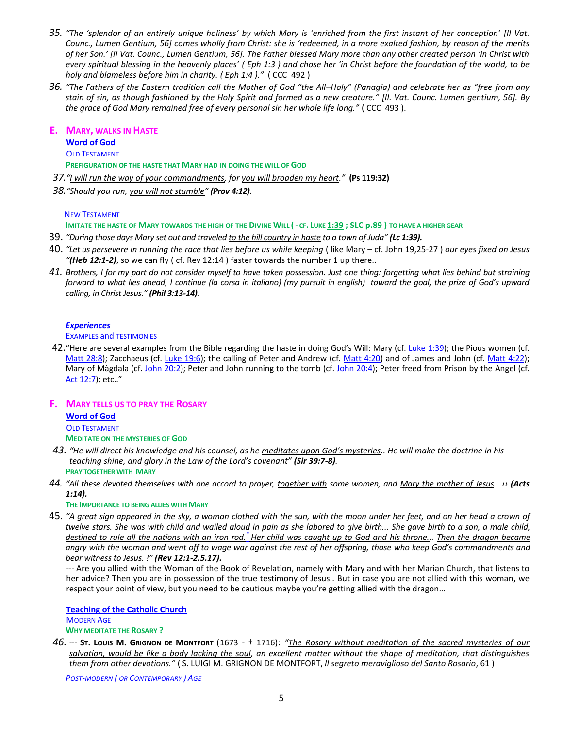35. *"The splendor of an entirely unique holiness' by which Mary is 'enriched from the first instant of her conception' [II Vat. Counc., Lumen Gentium, 56] comes wholly from Christ: she is 'redeemed, in a more exalted fashion, by reason of the merits of her Son.' [II Vat. Counc., Lumen Gentium, 56]. The Father blessed Mary more than any other created person 'in Christ with every spiritual blessing in the heavenly places' ( Eph 1:3 ) and chose her 'in Christ before the foundation of the world, to be holy and blameless before him in charity. ( Eph 1:4 )."* ( CCC 492 )

36. *"The Fathers of the Eastern tradition call the Mother of God "the All–Holy" (Panagia) and celebrate her as "free from any stain of sin, as though fashioned by the Holy Spirit and formed as a new creature." [II. Vat. Counc. Lumen gentium, 56]. By the grace of God Mary remained free of every personal sin her whole life long."* ( CCC 493 ).

## E. MARY, WALKS IN HASTE

**Word of God**

OLD TESTAMENT

**PREFIGURATION OF THE HASTE THAT MARY HAD IN DOING THE WILL OF GOD**

37. *"I will run the way of your commandments, for you will broaden my heart."* **(Ps 119:32)**

38. *"Should you run, you will not stumble"* ***(Prov 4:12)***.

NEW TESTAMENT

**IMITATE THE HASTE OF MARY TOWARDS THE HIGH OF THE DIVINE WILL ( - CF. LUKE 1:39 ; SLC p.89 ) TO HAVE A HIGHER GEAR**

39. *"During those days Mary set out and traveled to the hill country in haste to a town of Juda"* ***(Lc 1:39).***

40. *"Let us persevere in running the race that lies before us while keeping* ( like Mary – cf. John 19,25-27 ) *our eyes fixed on Jesus "* ***(Heb 12:1-2)***, so we can fly ( cf. Rev 12:14 ) faster towards the number 1 up there..

41. *Brothers, I for my part do not consider myself to have taken possession. Just one thing: forgetting what lies behind but straining forward to what lies ahead, I continue (la corsa in italiano) (my pursuit in english) toward the goal, the prize of God's upward calling, in Christ Jesus."* ***(Phil 3:13-14)***.

***Experiences***

EXAMPLES and TESTIMONIES

42. "Here are several examples from the Bible regarding the haste in doing God's Will: Mary (cf. Luke 1:39); the Pious women (cf. Matt 28:8); Zacchaeus (cf. Luke 19:6); the calling of Peter and Andrew (cf. Matt 4:20) and of James and John (cf. Matt 4:22); Mary of Màgdala (cf. John 20:2); Peter and John running to the tomb (cf. John 20:4); Peter freed from Prison by the Angel (cf. Act 12:7); etc.."

## F. MARY TELLS US TO PRAY THE ROSARY

**Word of God**

OLD TESTAMENT

**MEDITATE ON THE MYSTERIES OF GOD**

43. *"He will direct his knowledge and his counsel, as he meditates upon God's mysteries.. He will make the doctrine in his teaching shine, and glory in the Law of the Lord's covenant"* ***(Sir 39:7-8)***.

**PRAY TOGETHER WITH MARY**

44. *"All these devoted themselves with one accord to prayer, together with some women, and Mary the mother of Jesus.. ››* ***(Acts 1:14)***.

**THE IMPORTANCE TO BEING ALLIES WITH MARY**

45. *"A great sign appeared in the sky, a woman clothed with the sun, with the moon under her feet, and on her head a crown of twelve stars. She was with child and wailed aloud in pain as she labored to give birth... She gave birth to a son, a male child, destined to rule all the nations with an iron rod.* Her child was caught up to God and his throne... Then the dragon became angry with the woman and went off to wage war against the rest of her offspring, those who keep God's commandments and bear witness to Jesus. !"* ***(Rev 12:1-2.5.17).***

--- Are you allied with the Woman of the Book of Revelation, namely with Mary and with her Marian Church, that listens to her advice? Then you are in possession of the true testimony of Jesus.. But in case you are not allied with this woman, we respect your point of view, but you need to be cautious maybe you're getting allied with the dragon…

**Teaching of the Catholic Church**

MODERN AGE

**WHY MEDITATE THE ROSARY ?**

46. --- **ST. LOUIS M. GRIGNON DE MONTFORT** (1673 - † 1716): *"The Rosary without meditation of the sacred mysteries of our salvation, would be like a body lacking the soul, an excellent matter without the shape of meditation, that distinguishes them from other devotions."* ( S. LUIGI M. GRIGNON DE MONTFORT, *Il segreto meraviglioso del Santo Rosario*, 61 )

*POST-MODERN ( OR CONTEMPORARY ) AGE*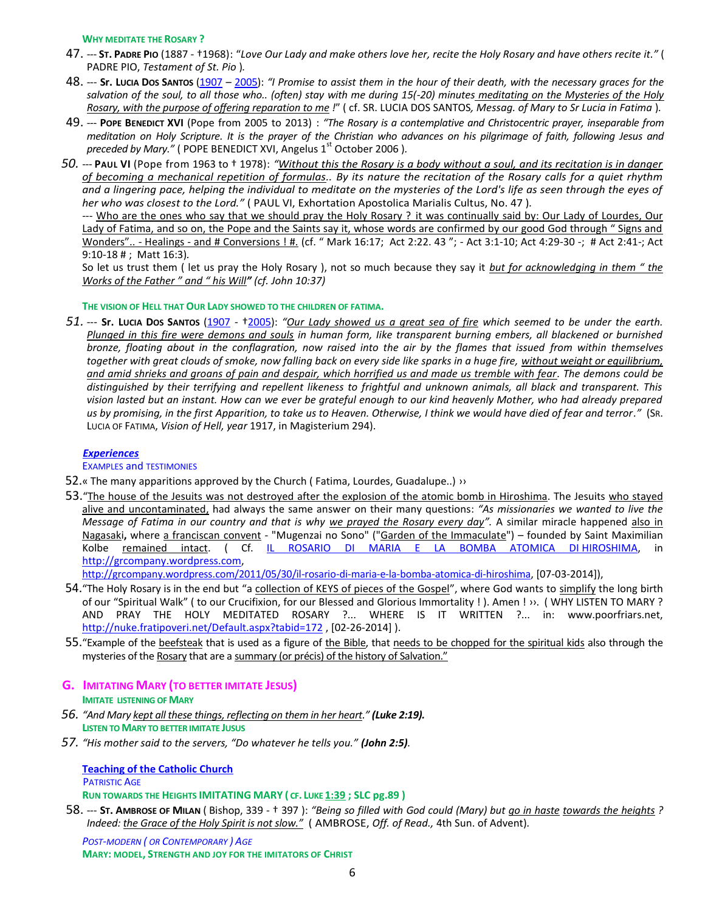**WHY MEDITATE THE ROSARY ?**

47. --- **ST. PADRE PIO** (1887 - †1968): *"Love Our Lady and make others love her, recite the Holy Rosary and have others recite it."* ( PADRE PIO, *Testament of St. Pio* ).

48. --- **SR. LUCIA DOS SANTOS** (1907 – 2005): *"I Promise to assist them in the hour of their death, with the necessary graces for the salvation of the soul, to all those who.. (often) stay with me during 15(-20) minutes meditating on the Mysteries of the Holy Rosary, with the purpose of offering reparation to me !"* ( cf. SR. LUCIA DOS SANTOS*, Messag. of Mary to Sr Lucia in Fatima* ).

49. --- **POPE BENEDICT XVI** (Pope from 2005 to 2013) : *"The Rosary is a contemplative and Christocentric prayer, inseparable from meditation on Holy Scripture. It is the prayer of the Christian who advances on his pilgrimage of faith, following Jesus and preceded by Mary."* ( POPE BENEDICT XVI, Angelus 1st October 2006 ).

50. --- **PAUL VI** (Pope from 1963 to † 1978): *"Without this the Rosary is a body without a soul, and its recitation is in danger of becoming a mechanical repetition of formulas.. By its nature the recitation of the Rosary calls for a quiet rhythm and a lingering pace, helping the individual to meditate on the mysteries of the Lord's life as seen through the eyes of her who was closest to the Lord."* ( PAUL VI, Exhortation Apostolica Marialis Cultus, No. 47 ).
--- Who are the ones who say that we should pray the Holy Rosary ? it was continually said by: Our Lady of Lourdes, Our Lady of Fatima, and so on, the Pope and the Saints say it, whose words are confirmed by our good God through " Signs and Wonders".. - Healings - and # Conversions ! #. (cf. " Mark 16:17; Act 2:22. 43 "; - Act 3:1-10; Act 4:29-30 -; # Act 2:41-; Act 9:10-18 # ; Matt 16:3).
So let us trust them ( let us pray the Holy Rosary ), not so much because they say it *but for acknowledging in them " the Works of the Father " and " his Will" (cf. John 10:37)*

**THE VISION OF HELL THAT OUR LADY SHOWED TO THE CHILDREN OF FATIMA.**

51. --- **SR. LUCIA DOS SANTOS** (1907 - †2005): *"Our Lady showed us a great sea of fire which seemed to be under the earth. Plunged in this fire were demons and souls in human form, like transparent burning embers, all blackened or burnished bronze, floating about in the conflagration, now raised into the air by the flames that issued from within themselves together with great clouds of smoke, now falling back on every side like sparks in a huge fire, without weight or equilibrium, and amid shrieks and groans of pain and despair, which horrified us and made us tremble with fear. The demons could be distinguished by their terrifying and repellent likeness to frightful and unknown animals, all black and transparent. This vision lasted but an instant. How can we ever be grateful enough to our kind heavenly Mother, who had already prepared us by promising, in the first Apparition, to take us to Heaven. Otherwise, I think we would have died of fear and terror."* (SR. LUCIA OF FATIMA, *Vision of Hell, year* 1917, in Magisterium 294).

***Experiences***
EXAMPLES and TESTIMONIES

52. « The many apparitions approved by the Church ( Fatima, Lourdes, Guadalupe..) ››

53. "The house of the Jesuits was not destroyed after the explosion of the atomic bomb in Hiroshima. The Jesuits who stayed alive and uncontaminated, had always the same answer on their many questions: *"As missionaries we wanted to live the Message of Fatima in our country and that is why we prayed the Rosary every day".* A similar miracle happened also in Nagasaki**,** where a franciscan convent - "Mugenzai no Sono" ("Garden of the Immaculate") – founded by Saint Maximilian Kolbe remained intact. ( Cf. IL ROSARIO DI MARIA E LA BOMBA ATOMICA DI HIROSHIMA, in http://grcompany.wordpress.com, http://grcompany.wordpress.com/2011/05/30/il-rosario-di-maria-e-la-bomba-atomica-di-hiroshima, [07-03-2014]),

54. "The Holy Rosary is in the end but "a collection of KEYS of pieces of the Gospel", where God wants to simplify the long birth of our "Spiritual Walk" ( to our Crucifixion, for our Blessed and Glorious Immortality ! ). Amen ! ››. ( WHY LISTEN TO MARY ? AND PRAY THE HOLY MEDITATED ROSARY ?... WHERE IS IT WRITTEN ?... in: www.poorfriars.net, http://nuke.fratipoveri.net/Default.aspx?tabid=172 , [02-26-2014] ).

55. "Example of the beefsteak that is used as a figure of the Bible, that needs to be chopped for the spiritual kids also through the mysteries of the Rosary that are a summary (or précis) of the history of Salvation."

## G. IMITATING MARY (TO BETTER IMITATE JESUS)

**IMITATE LISTENING OF MARY**

56. *"And Mary kept all these things, reflecting on them in her heart."* ***(Luke 2:19).***

**LISTEN TO MARY TO BETTER IMITATE JUSUS**

57. *"His mother said to the servers, "Do whatever he tells you."* ***(John 2:5).***

**Teaching of the Catholic Church**
PATRISTIC AGE
**RUN TOWARDS THE HEIGHTS IMITATING MARY ( CF. LUKE 1:39 ; SLC PG.89 )**

58. --- **ST. AMBROSE OF MILAN** ( Bishop, 339 - † 397 ): *"Being so filled with God could (Mary) but go in haste towards the heights ? Indeed: the Grace of the Holy Spirit is not slow."* ( AMBROSE, *Off. of Read.,* 4th Sun. of Advent).

*POST-MODERN ( OR CONTEMPORARY ) AGE*
**MARY: MODEL, STRENGTH AND JOY FOR THE IMITATORS OF CHRIST**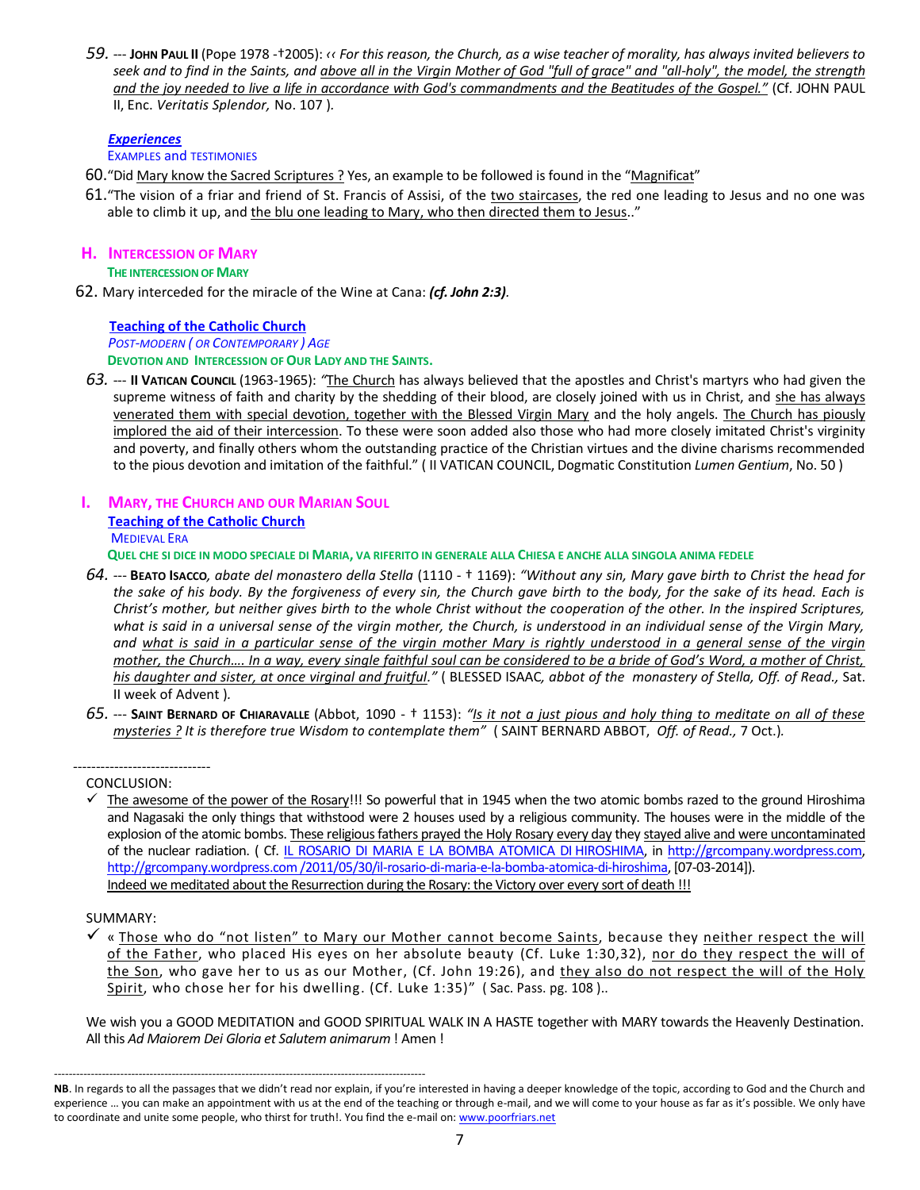59. --- **JOHN PAUL II** (Pope 1978 -†2005): ‹‹ *For this reason, the Church, as a wise teacher of morality, has always invited believers to seek and to find in the Saints, and above all in the Virgin Mother of God "full of grace" and "all-holy", the model, the strength and the joy needed to live a life in accordance with God's commandments and the Beatitudes of the Gospel."* (Cf. JOHN PAUL II, Enc. *Veritatis Splendor,* No. 107 ).

***Experiences***

EXAMPLES and TESTIMONIES

60. "Did Mary know the Sacred Scriptures ? Yes, an example to be followed is found in the "Magnificat"

61. "The vision of a friar and friend of St. Francis of Assisi, of the two staircases, the red one leading to Jesus and no one was able to climb it up, and the blu one leading to Mary, who then directed them to Jesus.."

## H. INTERCESSION OF MARY

**THE INTERCESSION OF MARY**

62. Mary interceded for the miracle of the Wine at Cana: ***(cf. John 2:3)***.

**Teaching of the Catholic Church**

*POST-MODERN ( OR CONTEMPORARY ) AGE*

**DEVOTION AND INTERCESSION OF OUR LADY AND THE SAINTS.**

63. --- **II VATICAN COUNCIL** (1963-1965): *"*The Church has always believed that the apostles and Christ's martyrs who had given the supreme witness of faith and charity by the shedding of their blood, are closely joined with us in Christ, and she has always venerated them with special devotion, together with the Blessed Virgin Mary and the holy angels. The Church has piously implored the aid of their intercession. To these were soon added also those who had more closely imitated Christ's virginity and poverty, and finally others whom the outstanding practice of the Christian virtues and the divine charisms recommended to the pious devotion and imitation of the faithful." ( II VATICAN COUNCIL, Dogmatic Constitution *Lumen Gentium*, No. 50 )

## I. MARY, THE CHURCH AND OUR MARIAN SOUL

**Teaching of the Catholic Church**

MEDIEVAL ERA

**QUEL CHE SI DICE IN MODO SPECIALE DI MARIA, VA RIFERITO IN GENERALE ALLA CHIESA E ANCHE ALLA SINGOLA ANIMA FEDELE**

64. --- **BEATO ISACCO***, abate del monastero della Stella* (1110 - † 1169): *"Without any sin, Mary gave birth to Christ the head for the sake of his body. By the forgiveness of every sin, the Church gave birth to the body, for the sake of its head. Each is Christ's mother, but neither gives birth to the whole Christ without the cooperation of the other. In the inspired Scriptures, what is said in a universal sense of the virgin mother, the Church, is understood in an individual sense of the Virgin Mary, and what is said in a particular sense of the virgin mother Mary is rightly understood in a general sense of the virgin mother, the Church…. In a way, every single faithful soul can be considered to be a bride of God's Word, a mother of Christ, his daughter and sister, at once virginal and fruitful."* ( BLESSED ISAAC*, abbot of the monastery of Stella, Off. of Read.,* Sat. II week of Advent ).

65. --- **SAINT BERNARD OF CHIARAVALLE** (Abbot, 1090 - † 1153): *"Is it not a just pious and holy thing to meditate on all of these mysteries ? It is therefore true Wisdom to contemplate them"* ( SAINT BERNARD ABBOT, *Off. of Read.,* 7 Oct.).

------------------------------

CONCLUSION:

✓ The awesome of the power of the Rosary!!! So powerful that in 1945 when the two atomic bombs razed to the ground Hiroshima and Nagasaki the only things that withstood were 2 houses used by a religious community. The houses were in the middle of the explosion of the atomic bombs. These religious fathers prayed the Holy Rosary every day they stayed alive and were uncontaminated of the nuclear radiation. ( Cf. IL ROSARIO DI MARIA E LA BOMBA ATOMICA DI HIROSHIMA, in http://grcompany.wordpress.com, http://grcompany.wordpress.com /2011/05/30/il-rosario-di-maria-e-la-bomba-atomica-di-hiroshima, [07-03-2014]).
Indeed we meditated about the Resurrection during the Rosary: the Victory over every sort of death !!!

SUMMARY:

✓ « Those who do "not listen" to Mary our Mother cannot become Saints, because they neither respect the will of the Father, who placed His eyes on her absolute beauty (Cf. Luke 1:30,32), nor do they respect the will of the Son, who gave her to us as our Mother, (Cf. John 19:26), and they also do not respect the will of the Holy Spirit, who chose her for his dwelling. (Cf. Luke 1:35)" ( Sac. Pass. pg. 108 )..

We wish you a GOOD MEDITATION and GOOD SPIRITUAL WALK IN A HASTE together with MARY towards the Heavenly Destination. All this *Ad Maiorem Dei Gloria et Salutem animarum* ! Amen !

---

**NB**. In regards to all the passages that we didn't read nor explain, if you're interested in having a deeper knowledge of the topic, according to God and the Church and experience … you can make an appointment with us at the end of the teaching or through e-mail, and we will come to your house as far as it's possible. We only have to coordinate and unite some people, who thirst for truth!. You find the e-mail on: www.poorfriars.net